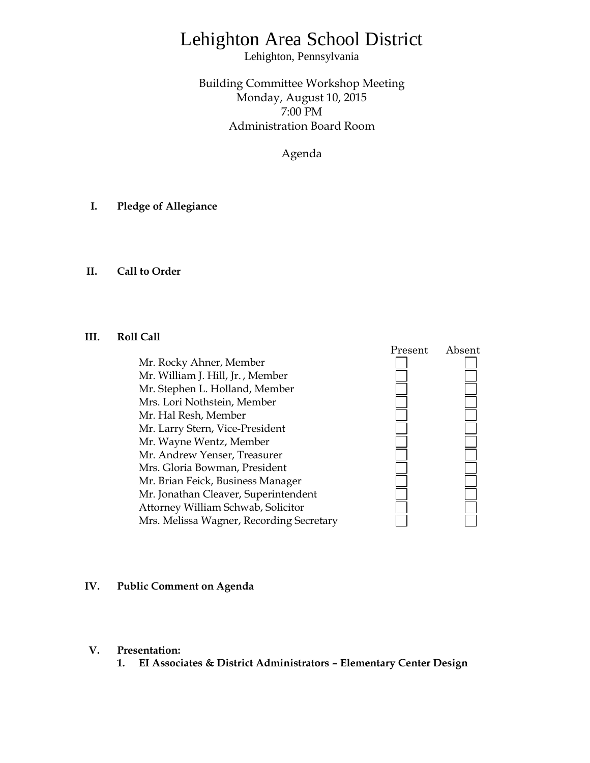# Lehighton Area School District

Lehighton, Pennsylvania

Building Committee Workshop Meeting
Monday, August 10, 2015
7:00 PM
Administration Board Room

Agenda

**I. Pledge of Allegiance**

**II. Call to Order**

**III. Roll Call**

| | Present | Absent |
|---|---|---|
| Mr. Rocky Ahner, Member | ☐ | ☐ |
| Mr. William J. Hill, Jr. , Member | ☐ | ☐ |
| Mr. Stephen L. Holland, Member | ☐ | ☐ |
| Mrs. Lori Nothstein, Member | ☐ | ☐ |
| Mr. Hal Resh, Member | ☐ | ☐ |
| Mr. Larry Stern, Vice-President | ☐ | ☐ |
| Mr. Wayne Wentz, Member | ☐ | ☐ |
| Mr. Andrew Yenser, Treasurer | ☐ | ☐ |
| Mrs. Gloria Bowman, President | ☐ | ☐ |
| Mr. Brian Feick, Business Manager | ☐ | ☐ |
| Mr. Jonathan Cleaver, Superintendent | ☐ | ☐ |
| Attorney William Schwab, Solicitor | ☐ | ☐ |
| Mrs. Melissa Wagner, Recording Secretary | ☐ | ☐ |

**IV. Public Comment on Agenda**

**V. Presentation:**

1. **EI Associates & District Administrators – Elementary Center Design**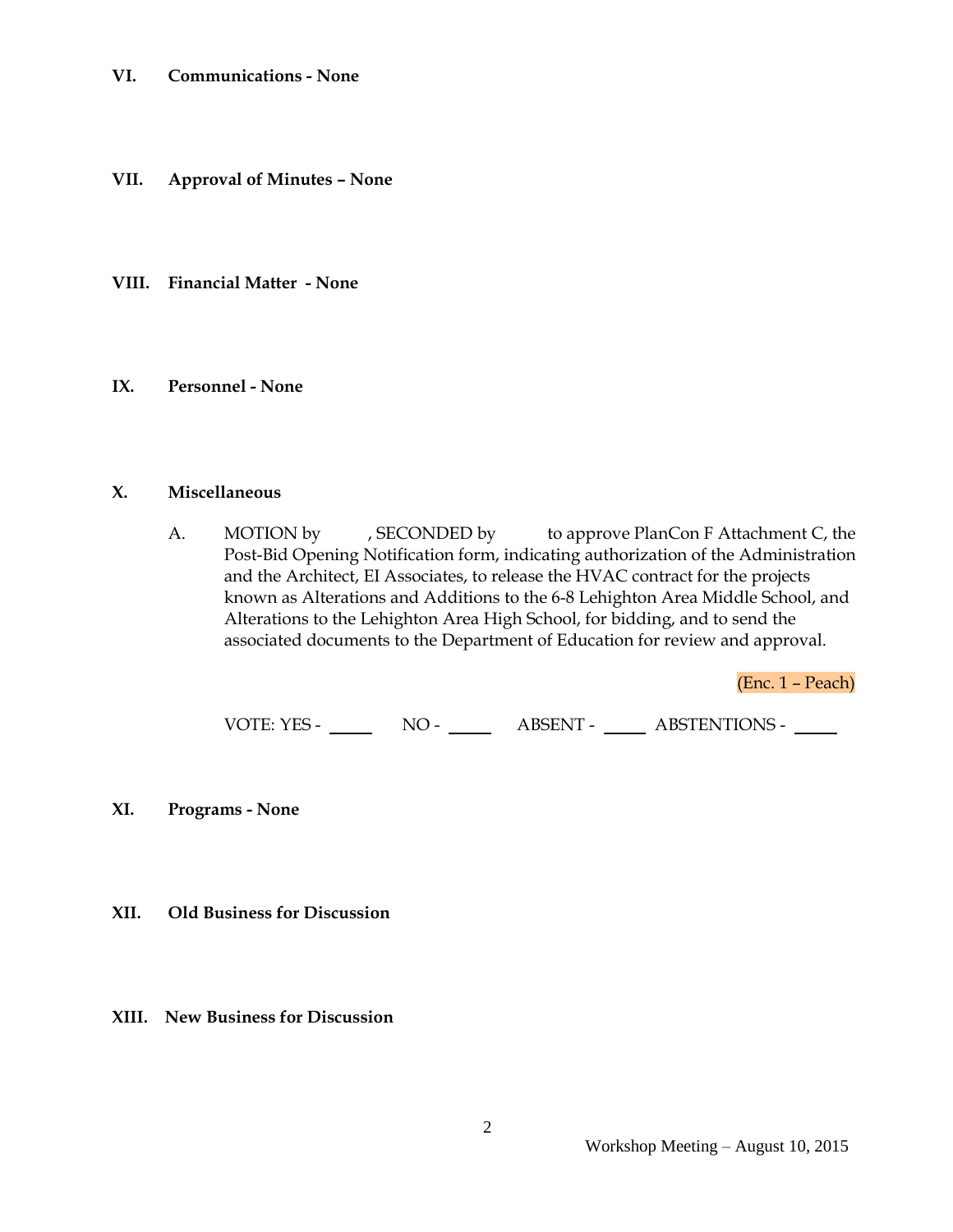**VI. Communications - None**

**VII. Approval of Minutes – None**

**VIII. Financial Matter - None**

**IX. Personnel - None**

**X. Miscellaneous**

A. MOTION by , SECONDED by to approve PlanCon F Attachment C, the Post-Bid Opening Notification form, indicating authorization of the Administration and the Architect, EI Associates, to release the HVAC contract for the projects known as Alterations and Additions to the 6-8 Lehighton Area Middle School, and Alterations to the Lehighton Area High School, for bidding, and to send the associated documents to the Department of Education for review and approval.

(Enc. 1 – Peach)

VOTE: YES - _____ NO - _____ ABSENT - _____ ABSTENTIONS - _____

**XI. Programs - None**

**XII. Old Business for Discussion**

**XIII. New Business for Discussion**

Workshop Meeting – August 10, 2015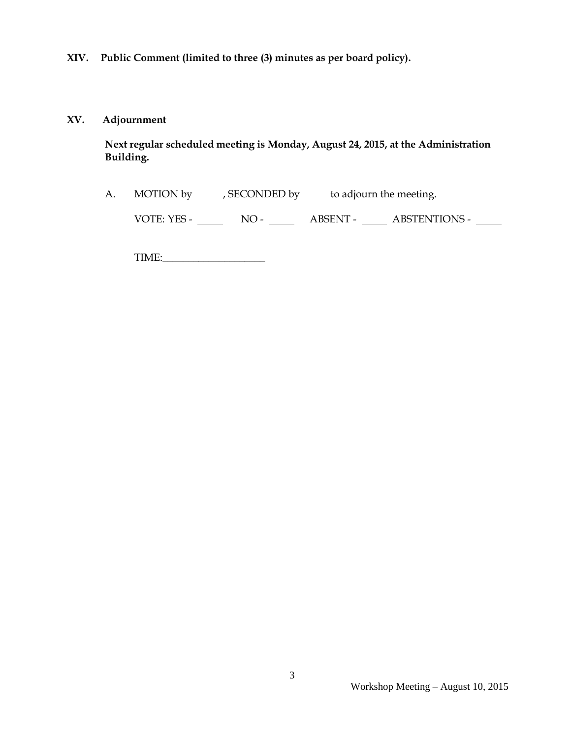**XIV. Public Comment (limited to three (3) minutes as per board policy).**

**XV. Adjournment**

**Next regular scheduled meeting is Monday, August 24, 2015, at the Administration Building.**

A. MOTION by , SECONDED by to adjourn the meeting.

VOTE: YES - _____ NO - _____ ABSENT - _____ ABSTENTIONS - _____

TIME:____________________